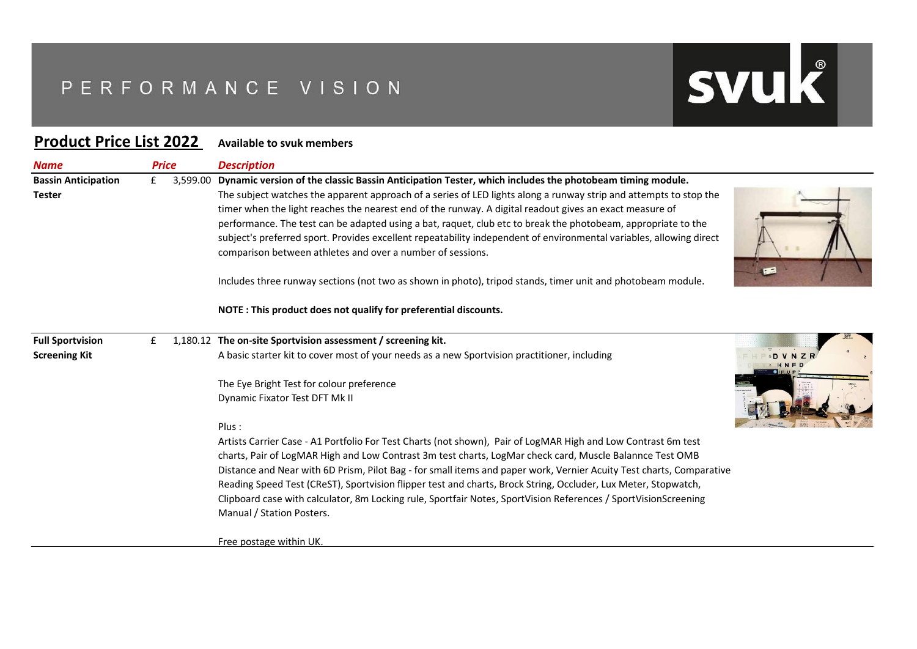# PERFORMANCE VISION

## Product Price List 2022

**Available to svuk members**

| *Name* | *Price* | *Description* |
|---|---|---|
| **Bassin Anticipation Tester** | £ 3,599.00 | **Dynamic version of the classic Bassin Anticipation Tester, which includes the photobeam timing module.** The subject watches the apparent approach of a series of LED lights along a runway strip and attempts to stop the timer when the light reaches the nearest end of the runway. A digital readout gives an exact measure of performance. The test can be adapted using a bat, raquet, club etc to break the photobeam, appropriate to the subject's preferred sport. Provides excellent repeatability independent of environmental variables, allowing direct comparison between athletes and over a number of sessions. <br><br> Includes three runway sections (not two as shown in photo), tripod stands, timer unit and photobeam module. <br><br> **NOTE : This product does not qualify for preferential discounts.** |
| **Full Sportvision Screening Kit** | £ 1,180.12 | **The on-site Sportvision assessment / screening kit.** A basic starter kit to cover most of your needs as a new Sportvision practitioner, including <br><br> The Eye Bright Test for colour preference <br> Dynamic Fixator Test DFT Mk II <br><br> Plus : <br> Artists Carrier Case - A1 Portfolio For Test Charts (not shown), Pair of LogMAR High and Low Contrast 6m test charts, Pair of LogMAR High and Low Contrast 3m test charts, LogMar check card, Muscle Balannce Test OMB Distance and Near with 6D Prism, Pilot Bag - for small items and paper work, Vernier Acuity Test charts, Comparative Reading Speed Test (CReST), Sportvision flipper test and charts, Brock String, Occluder, Lux Meter, Stopwatch, Clipboard case with calculator, 8m Locking rule, Sportfair Notes, SportVision References / SportVisionScreening Manual / Station Posters. <br><br> Free postage within UK. |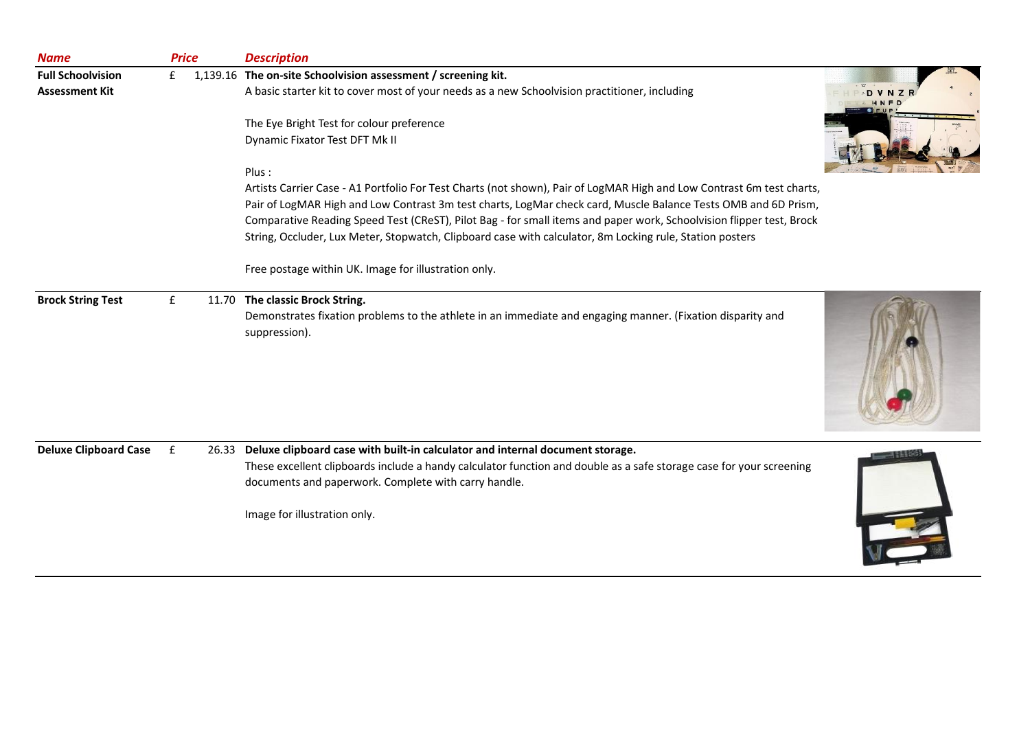| Name | Price | Description |
| --- | --- | --- |
| **Full Schoolvision Assessment Kit** | £ 1,139.16 | **The on-site Schoolvision assessment / screening kit.**<br>A basic starter kit to cover most of your needs as a new Schoolvision practitioner, including<br><br>The Eye Bright Test for colour preference<br>Dynamic Fixator Test DFT Mk II<br><br>Plus :<br>Artists Carrier Case - A1 Portfolio For Test Charts (not shown), Pair of LogMAR High and Low Contrast 6m test charts, Pair of LogMAR High and Low Contrast 3m test charts, LogMar check card, Muscle Balance Tests OMB and 6D Prism, Comparative Reading Speed Test (CReST), Pilot Bag - for small items and paper work, Schoolvision flipper test, Brock String, Occluder, Lux Meter, Stopwatch, Clipboard case with calculator, 8m Locking rule, Station posters<br><br>Free postage within UK. Image for illustration only. |
| **Brock String Test** | £ 11.70 | **The classic Brock String.**<br>Demonstrates fixation problems to the athlete in an immediate and engaging manner. (Fixation disparity and suppression). |
| **Deluxe Clipboard Case** | £ 26.33 | **Deluxe clipboard case with built-in calculator and internal document storage.**<br>These excellent clipboards include a handy calculator function and double as a safe storage case for your screening documents and paperwork. Complete with carry handle.<br><br>Image for illustration only. |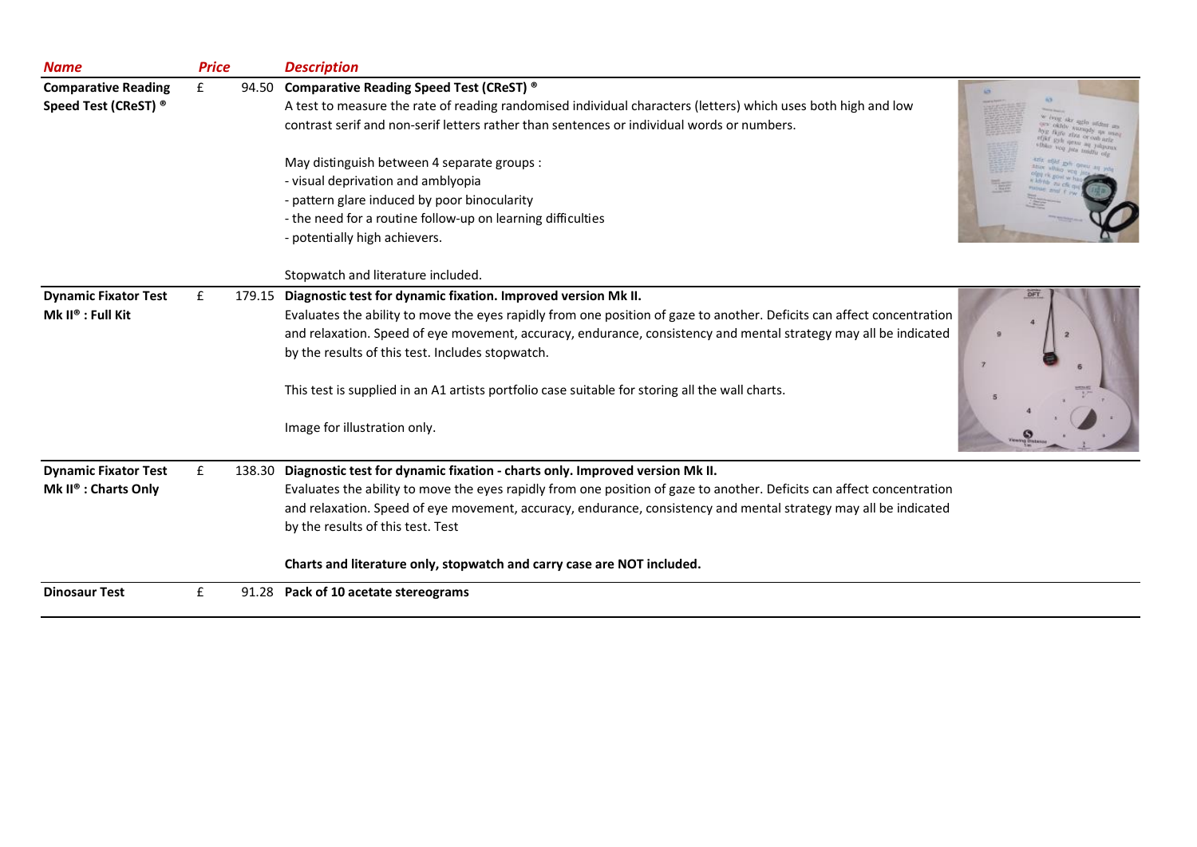| *Name* | *Price* | *Description* |
|---|---|---|
| **Comparative Reading Speed Test (CReST) ®** | £ 94.50 | **Comparative Reading Speed Test (CReST) ®**<br>A test to measure the rate of reading randomised individual characters (letters) which uses both high and low contrast serif and non-serif letters rather than sentences or individual words or numbers.<br><br>May distinguish between 4 separate groups :<br>- visual deprivation and amblyopia<br>- pattern glare induced by poor binocularity<br>- the need for a routine follow-up on learning difficulties<br>- potentially high achievers.<br><br>Stopwatch and literature included. |
| **Dynamic Fixator Test Mk II® : Full Kit** | £ 179.15 | **Diagnostic test for dynamic fixation. Improved version Mk II.**<br>Evaluates the ability to move the eyes rapidly from one position of gaze to another. Deficits can affect concentration and relaxation. Speed of eye movement, accuracy, endurance, consistency and mental strategy may all be indicated by the results of this test. Includes stopwatch.<br><br>This test is supplied in an A1 artists portfolio case suitable for storing all the wall charts.<br><br>Image for illustration only. |
| **Dynamic Fixator Test Mk II® : Charts Only** | £ 138.30 | **Diagnostic test for dynamic fixation - charts only. Improved version Mk II.**<br>Evaluates the ability to move the eyes rapidly from one position of gaze to another. Deficits can affect concentration and relaxation. Speed of eye movement, accuracy, endurance, consistency and mental strategy may all be indicated by the results of this test. Test<br><br>**Charts and literature only, stopwatch and carry case are NOT included.** |
| **Dinosaur Test** | £ 91.28 | **Pack of 10 acetate stereograms** |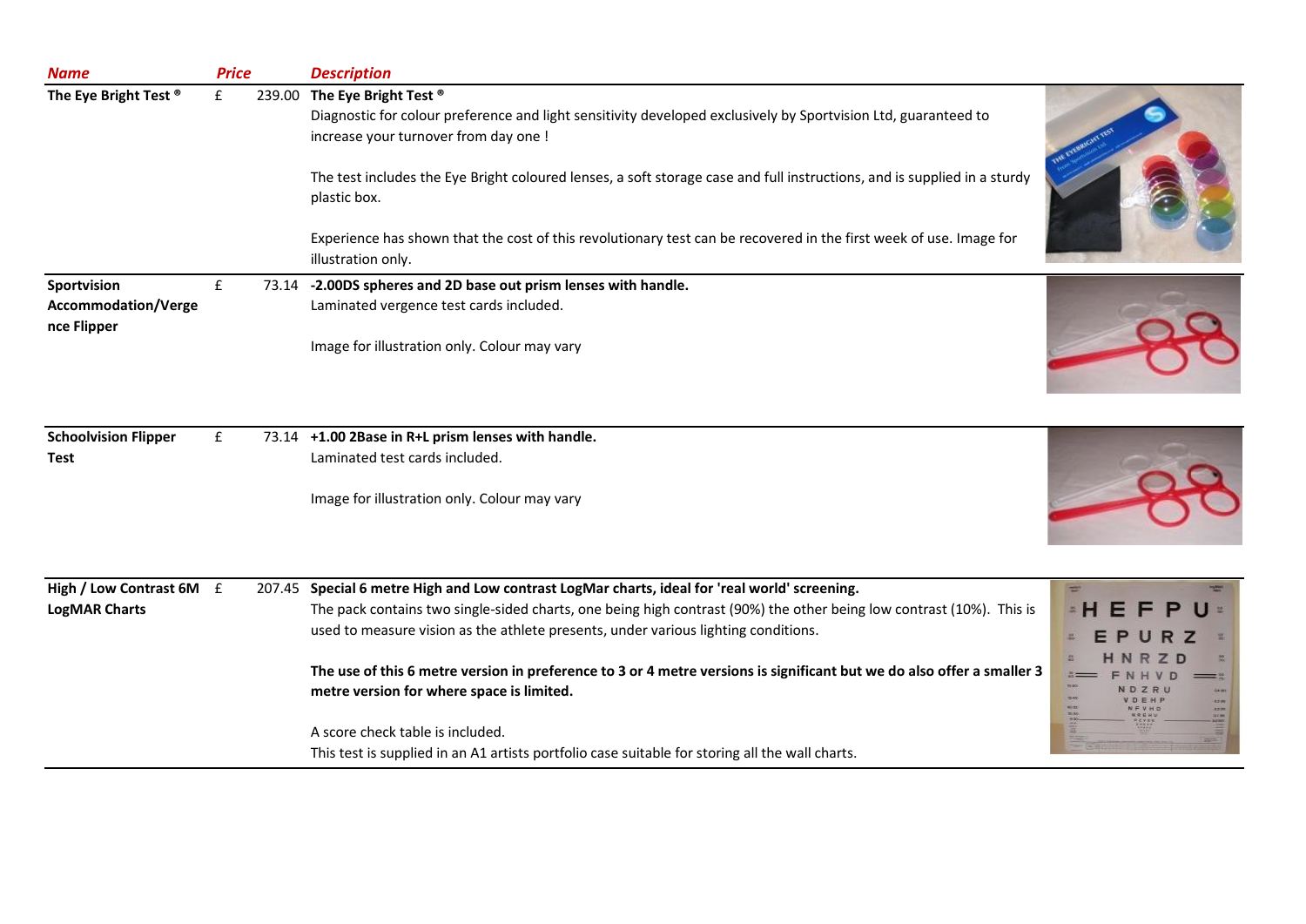| Name | Price | Description |
| --- | --- | --- |
| **The Eye Bright Test ®** | £ 239.00 | **The Eye Bright Test ®**<br>Diagnostic for colour preference and light sensitivity developed exclusively by Sportvision Ltd, guaranteed to increase your turnover from day one !<br><br>The test includes the Eye Bright coloured lenses, a soft storage case and full instructions, and is supplied in a sturdy plastic box.<br><br>Experience has shown that the cost of this revolutionary test can be recovered in the first week of use. Image for illustration only. |
| **Sportvision Accommodation/Vergence Flipper** | £ 73.14 | **-2.00DS spheres and 2D base out prism lenses with handle.**<br>Laminated vergence test cards included.<br><br>Image for illustration only. Colour may vary |
| **Schoolvision Flipper Test** | £ 73.14 | **+1.00 2Base in R+L prism lenses with handle.**<br>Laminated test cards included.<br><br>Image for illustration only. Colour may vary |
| **High / Low Contrast 6M LogMAR Charts** | £ 207.45 | **Special 6 metre High and Low contrast LogMar charts, ideal for 'real world' screening.**<br>The pack contains two single-sided charts, one being high contrast (90%) the other being low contrast (10%). This is used to measure vision as the athlete presents, under various lighting conditions.<br><br>**The use of this 6 metre version in preference to 3 or 4 metre versions is significant but we do also offer a smaller 3 metre version for where space is limited.**<br><br>A score check table is included.<br>This test is supplied in an A1 artists portfolio case suitable for storing all the wall charts. |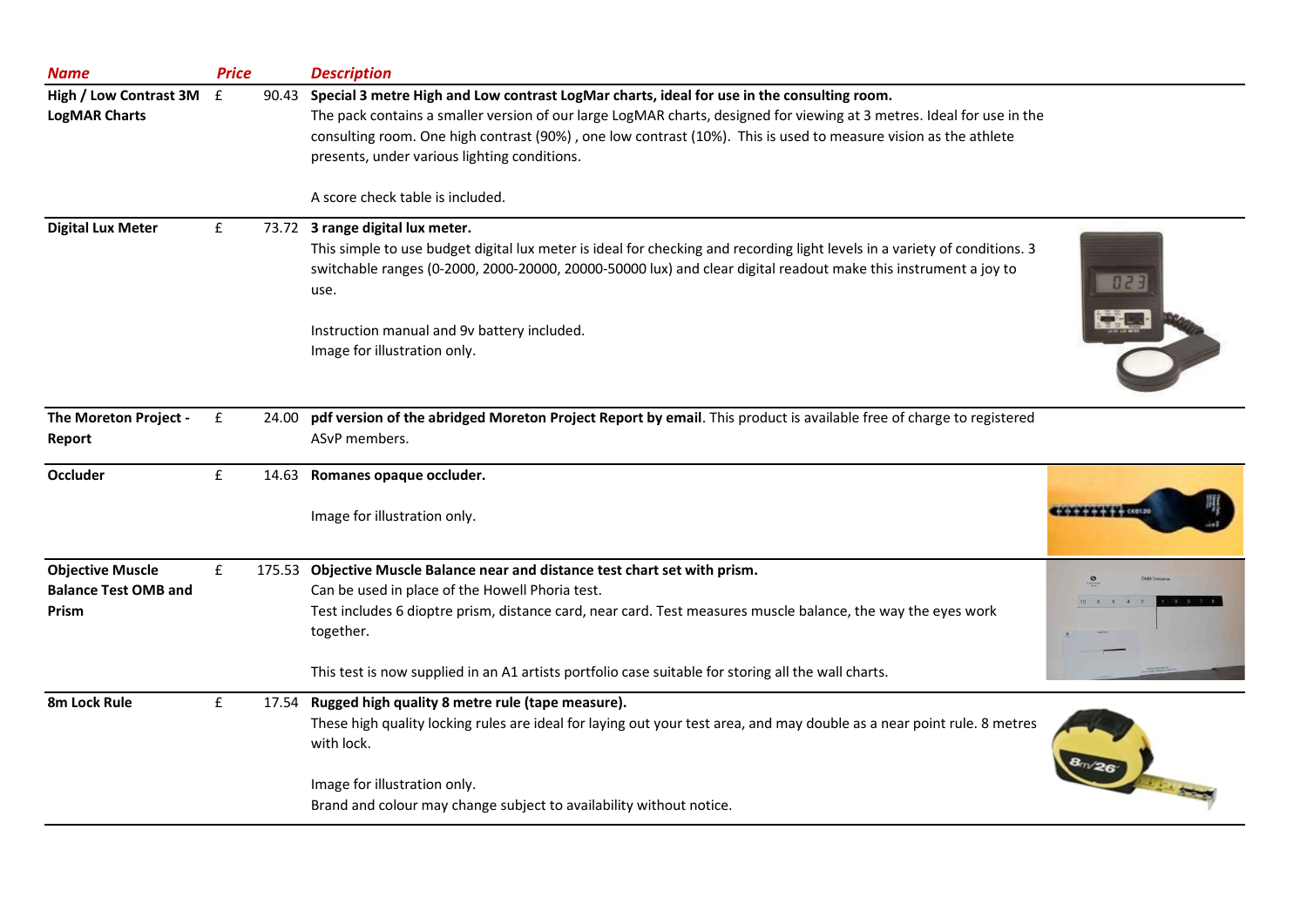| Name | Price | Description |
| --- | --- | --- |
| High / Low Contrast 3M LogMAR Charts | £ 90.43 | **Special 3 metre High and Low contrast LogMar charts, ideal for use in the consulting room.**<br>The pack contains a smaller version of our large LogMAR charts, designed for viewing at 3 metres. Ideal for use in the consulting room. One high contrast (90%) , one low contrast (10%). This is used to measure vision as the athlete presents, under various lighting conditions.<br><br>A score check table is included. |
| Digital Lux Meter | £ 73.72 | **3 range digital lux meter.**<br>This simple to use budget digital lux meter is ideal for checking and recording light levels in a variety of conditions. 3 switchable ranges (0-2000, 2000-20000, 20000-50000 lux) and clear digital readout make this instrument a joy to use.<br><br>Instruction manual and 9v battery included.<br>Image for illustration only. |
| The Moreton Project - Report | £ 24.00 | **pdf version of the abridged Moreton Project Report by email**. This product is available free of charge to registered ASvP members. |
| Occluder | £ 14.63 | **Romanes opaque occluder.**<br><br>Image for illustration only. |
| Objective Muscle Balance Test OMB and Prism | £ 175.53 | **Objective Muscle Balance near and distance test chart set with prism.**<br>Can be used in place of the Howell Phoria test.<br>Test includes 6 dioptre prism, distance card, near card. Test measures muscle balance, the way the eyes work together.<br><br>This test is now supplied in an A1 artists portfolio case suitable for storing all the wall charts. |
| 8m Lock Rule | £ 17.54 | **Rugged high quality 8 metre rule (tape measure).**<br>These high quality locking rules are ideal for laying out your test area, and may double as a near point rule. 8 metres with lock.<br><br>Image for illustration only.<br>Brand and colour may change subject to availability without notice. |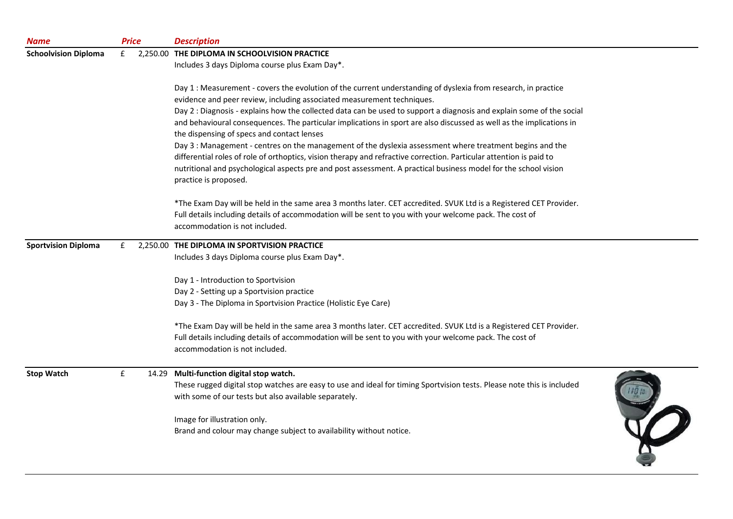| *Name* | *Price* | *Description* |
|---|---|---|
| **Schoolvision Diploma** | £ 2,250.00 | **THE DIPLOMA IN SCHOOLVISION PRACTICE**<br>Includes 3 days Diploma course plus Exam Day*.<br><br>Day 1 : Measurement - covers the evolution of the current understanding of dyslexia from research, in practice evidence and peer review, including associated measurement techniques.<br>Day 2 : Diagnosis - explains how the collected data can be used to support a diagnosis and explain some of the social and behavioural consequences. The particular implications in sport are also discussed as well as the implications in the dispensing of specs and contact lenses<br>Day 3 : Management - centres on the management of the dyslexia assessment where treatment begins and the differential roles of role of orthoptics, vision therapy and refractive correction. Particular attention is paid to nutritional and psychological aspects pre and post assessment. A practical business model for the school vision practice is proposed.<br><br>*The Exam Day will be held in the same area 3 months later. CET accredited. SVUK Ltd is a Registered CET Provider. Full details including details of accommodation will be sent to you with your welcome pack. The cost of accommodation is not included. |
| **Sportvision Diploma** | £ 2,250.00 | **THE DIPLOMA IN SPORTVISION PRACTICE**<br>Includes 3 days Diploma course plus Exam Day*.<br><br>Day 1 - Introduction to Sportvision<br>Day 2 - Setting up a Sportvision practice<br>Day 3 - The Diploma in Sportvision Practice (Holistic Eye Care)<br><br>*The Exam Day will be held in the same area 3 months later. CET accredited. SVUK Ltd is a Registered CET Provider. Full details including details of accommodation will be sent to you with your welcome pack. The cost of accommodation is not included. |
| **Stop Watch** | £ 14.29 | **Multi-function digital stop watch.**<br>These rugged digital stop watches are easy to use and ideal for timing Sportvision tests. Please note this is included with some of our tests but also available separately.<br><br>Image for illustration only.<br>Brand and colour may change subject to availability without notice. |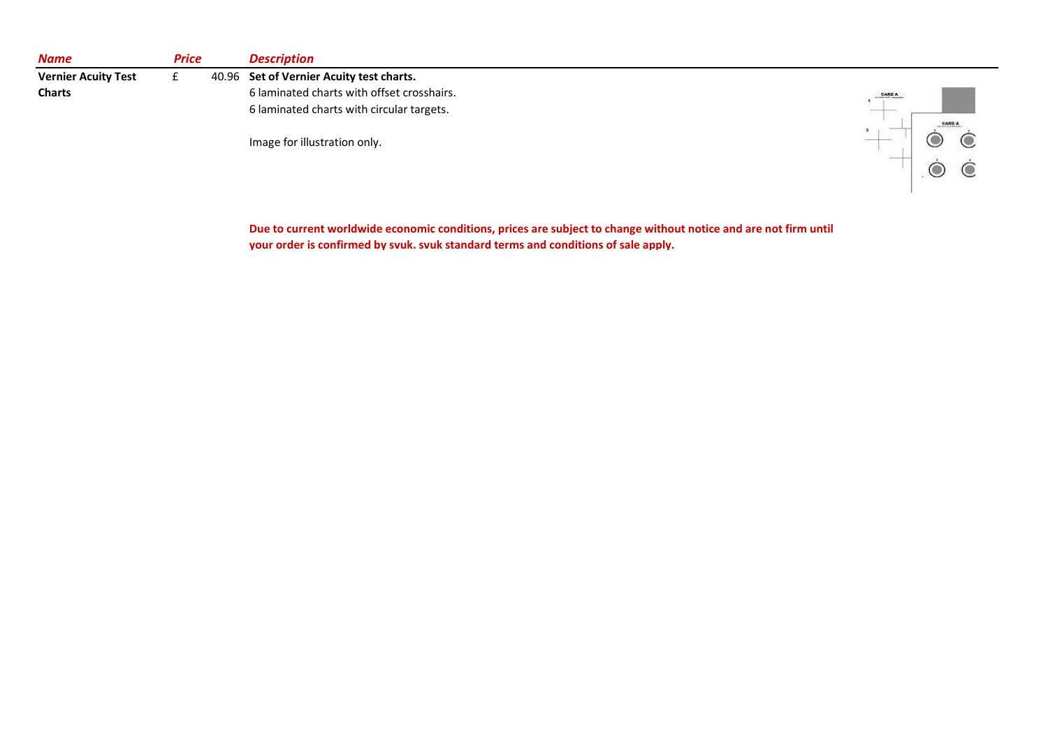| *Name* | *Price* | *Description* |
| --- | --- | --- |
| **Vernier Acuity Test Charts** | £ 40.96 | **Set of Vernier Acuity test charts.**<br>6 laminated charts with offset crosshairs.<br>6 laminated charts with circular targets.<br><br>Image for illustration only. |

**Due to current worldwide economic conditions, prices are subject to change without notice and are not firm until your order is confirmed by svuk. svuk standard terms and conditions of sale apply.**